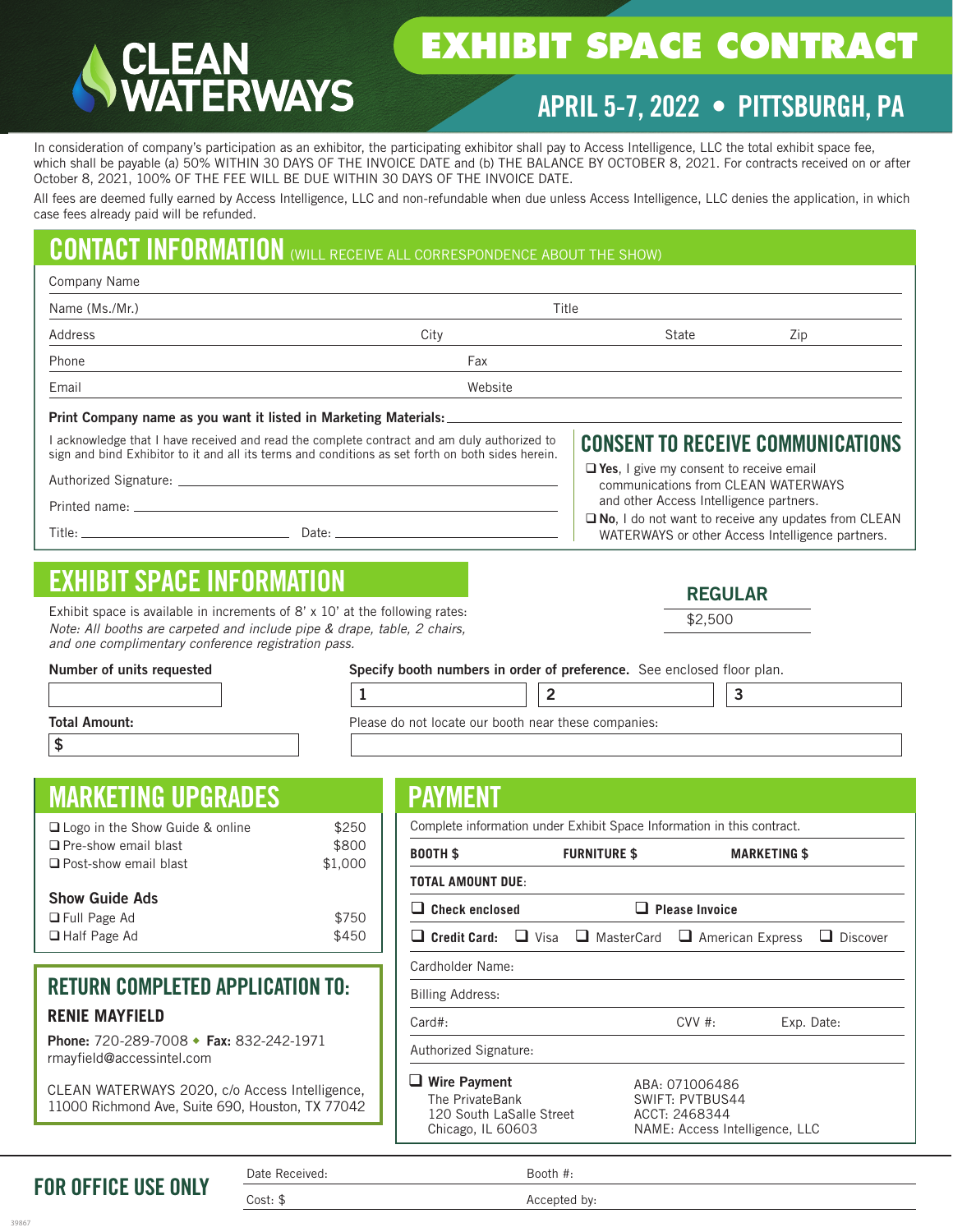# CLEAN WATERWAYS

# EXHIBIT SPACE CONTRACT

## APRIL 5-7, 2022 • PITTSBURGH, PA

In consideration of company's participation as an exhibitor, the participating exhibitor shall pay to Access Intelligence, LLC the total exhibit space fee, which shall be payable (a) 50% WITHIN 30 DAYS OF THE INVOICE DATE and (b) THE BALANCE BY OCTOBER 8, 2021. For contracts received on or after October 8, 2021, 100% OF THE FEE WILL BE DUE WITHIN 30 DAYS OF THE INVOICE DATE.

All fees are deemed fully earned by Access Intelligence, LLC and non-refundable when due unless Access Intelligence, LLC denies the application, in which case fees already paid will be refunded.

## CONTACT INFORMATION (WILL RECEIVE ALL CORRESPONDENCE ABOUT THE SHOW)

Company Name

Name (Ms./Mr.) Title

Address City State Zip

Phone Fax

Email Website

**Print Company name as you want it listed in Marketing Materials:** ____________

I acknowledge that I have received and read the complete contract and am duly authorized to sign and bind Exhibitor to it and all its terms and conditions as set forth on both sides herein.

Authorized Signature: ____________

Printed name: ____________

Title: ____________ Date: ____________

### CONSENT TO RECEIVE COMMUNICATIONS

❑ **Yes**, I give my consent to receive email communications from CLEAN WATERWAYS and other Access Intelligence partners.

❑ **No**, I do not want to receive any updates from CLEAN WATERWAYS or other Access Intelligence partners.

## EXHIBIT SPACE INFORMATION

Exhibit space is available in increments of 8' x 10' at the following rates:
*Note: All booths are carpeted and include pipe & drape, table, 2 chairs, and one complimentary conference registration pass.*

| REGULAR |
| --- |
| $2,500 |

**Number of units requested**

**Specify booth numbers in order of preference.** See enclosed floor plan.

1 ____ 2 ____ 3 ____

**Total Amount:** $

Please do not locate our booth near these companies:

## MARKETING UPGRADES

| | |
| --- | --- |
| ❑ Logo in the Show Guide & online | $250 |
| ❑ Pre-show email blast | $800 |
| ❑ Post-show email blast | $1,000 |

**Show Guide Ads**

| | |
| --- | --- |
| ❑ Full Page Ad | $750 |
| ❑ Half Page Ad | $450 |

### RETURN COMPLETED APPLICATION TO:

**RENIE MAYFIELD**

**Phone:** 720-289-7008 ◆ **Fax:** 832-242-1971
rmayfield@accessintel.com

CLEAN WATERWAYS 2020, c/o Access Intelligence, 11000 Richmond Ave, Suite 690, Houston, TX 77042

## PAYMENT

Complete information under Exhibit Space Information in this contract.

**BOOTH $** **FURNITURE $** **MARKETING $**

**TOTAL AMOUNT DUE**:

❑ **Check enclosed** ❑ **Please Invoice**

❑ **Credit Card:** ❑ Visa ❑ MasterCard ❑ American Express ❑ Discover

Cardholder Name:

Billing Address:

Card#: CVV #: Exp. Date:

Authorized Signature:

❑ **Wire Payment**
The PrivateBank
120 South LaSalle Street
Chicago, IL 60603

ABA: 071006486
SWIFT: PVTBUS44
ACCT: 2468344
NAME: Access Intelligence, LLC

## FOR OFFICE USE ONLY

Date Received: Booth #:

Cost: $ Accepted by:

39867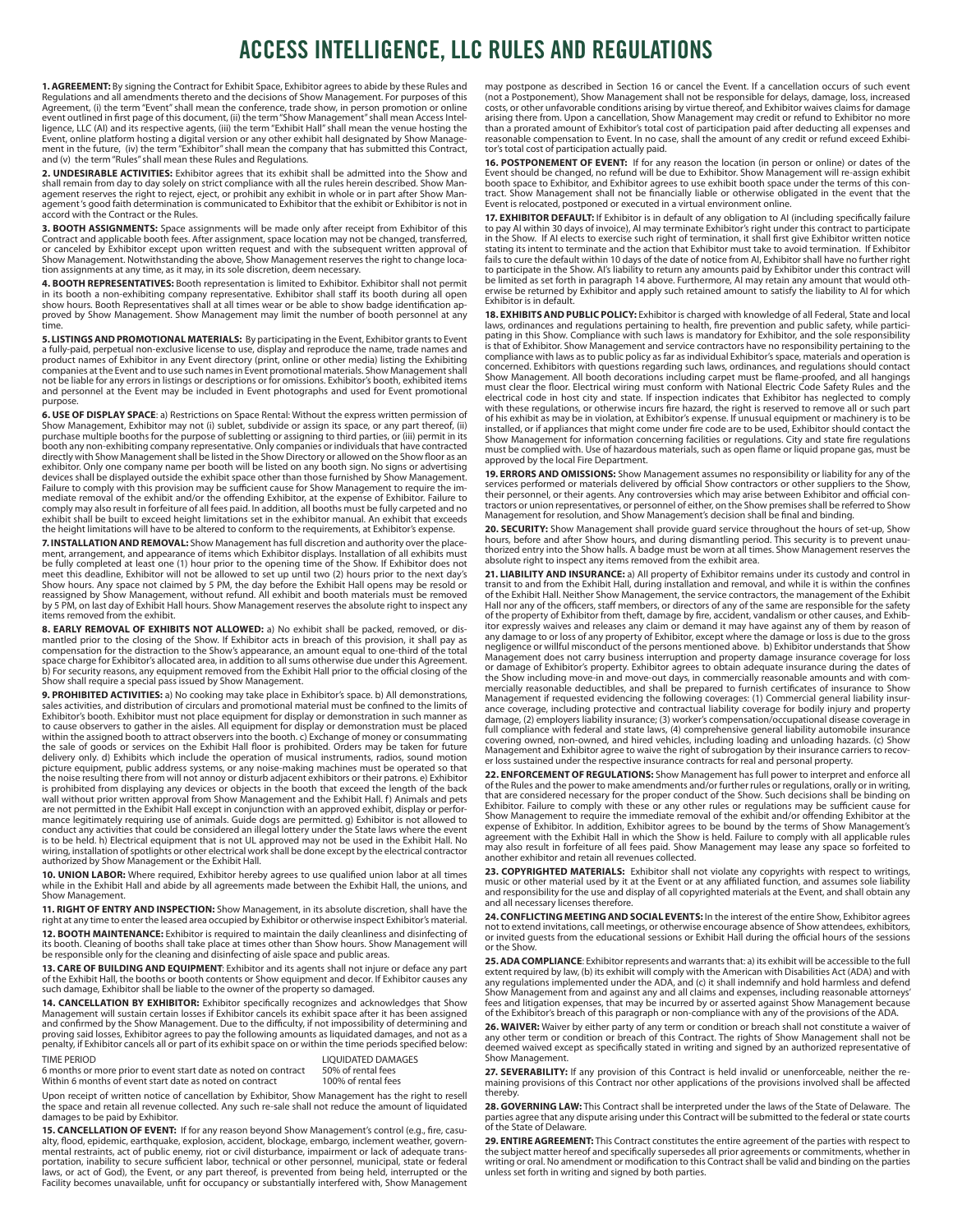# ACCESS INTELLIGENCE, LLC RULES AND REGULATIONS

**1. AGREEMENT:** By signing the Contract for Exhibit Space, Exhibitor agrees to abide by these Rules and Regulations and all amendments thereto and the decisions of Show Management. For purposes of this Agreement, (i) the term "Event" shall mean the conference, trade show, in person promotion or online event outlined in first page of this document, (ii) the term "Show Management" shall mean Access Intelligence, LLC (AI) and its respective agents, (iii) the term "Exhibit Hall" shall mean the venue hosting the Event, online platform hosting a digital version or any other exhibit hall designated by Show Management in the future, (iv) the term "Exhibitor" shall mean the company that has submitted this Contract, and (v) the term "Rules" shall mean these Rules and Regulations.

**2. UNDESIRABLE ACTIVITIES:** Exhibitor agrees that its exhibit shall be admitted into the Show and shall remain from day to day solely on strict compliance with all the rules herein described. Show Management reserves the right to reject, eject, or prohibit any exhibit in whole or in part after Show Management's good faith determination is communicated to Exhibitor that the exhibit or Exhibitor is not in accord with the Contract or the Rules.

**3. BOOTH ASSIGNMENTS:** Space assignments will be made only after receipt from Exhibitor of this Contract and applicable booth fees. After assignment, space location may not be changed, transferred, or canceled by Exhibitor except upon written request and with the subsequent written approval of Show Management. Notwithstanding the above, Show Management reserves the right to change location assignments at any time, as it may, in its sole discretion, deem necessary.

**4. BOOTH REPRESENTATIVES:** Booth representation is limited to Exhibitor. Exhibitor shall not permit in its booth a non-exhibiting company representative. Exhibitor shall staff its booth during all open show hours. Booth Representatives shall at all times wear or be able to show badge identification approved by Show Management. Show Management may limit the number of booth personnel at any time.

**5. LISTINGS AND PROMOTIONAL MATERIALS:** By participating in the Event, Exhibitor grants to Event a fully-paid, perpetual non-exclusive license to use, display and reproduce the name, trade names and product names of Exhibitor in any Event directory (print, online or other media) listing the Exhibiting companies at the Event and to use such names in Event promotional materials. Show Management shall not be liable for any errors in listings or descriptions or for omissions. Exhibitor's booth, exhibited items and personnel at the Event may be included in Event photographs and used for Event promotional purpose.

**6. USE OF DISPLAY SPACE**: a) Restrictions on Space Rental: Without the express written permission of Show Management, Exhibitor may not (i) sublet, subdivide or assign its space, or any part thereof, (ii) purchase multiple booths for the purpose of subletting or assigning to third parties, or (iii) permit in its booth any non-exhibiting company representative. Only companies or individuals that have contracted directly with Show Management shall be listed in the Show Directory or allowed on the Show floor as an exhibitor. Only one company name per booth will be listed on any booth sign. No signs or advertising devices shall be displayed outside the exhibit space other than those furnished by Show Management. Failure to comply with this provision may be sufficient cause for Show Management to require the immediate removal of the exhibit and/or the offending Exhibitor, at the expense of Exhibitor. Failure to comply may also result in forfeiture of all fees paid. In addition, all booths must be fully carpeted and no exhibit shall be built to exceed height limitations set in the exhibitor manual. An exhibit that exceeds the height limitations will have to be altered to conform to the requirements, at Exhibitor's expense.

**7. INSTALLATION AND REMOVAL:** Show Management has full discretion and authority over the placement, arrangement, and appearance of items which Exhibitor displays. Installation of all exhibits must be fully completed at least one (1) hour prior to the opening time of the Show. If Exhibitor does not meet this deadline, Exhibitor will not be allowed to set up until two (2) hours prior to the next day's Show hours. Any space not claimed by 5 PM, the day before the Exhibit Hall opens may be resold or reassigned by Show Management, without refund. All exhibit and booth materials must be removed by 5 PM, on last day of Exhibit Hall hours. Show Management reserves the absolute right to inspect any items removed from the exhibit.

**8. EARLY REMOVAL OF EXHIBITS NOT ALLOWED:** a) No exhibit shall be packed, removed, or dismantled prior to the closing of the Show. If Exhibitor acts in breach of this provision, it shall pay as compensation for the distraction to the Show's appearance, an amount equal to one-third of the total space charge for Exhibitor's allocated area, in addition to all sums otherwise due under this Agreement. b) For security reasons, any equipment removed from the Exhibit Hall prior to the official closing of the Show shall require a special pass issued by Show Management.

**9. PROHIBITED ACTIVITIES:** a) No cooking may take place in Exhibitor's space. b) All demonstrations, sales activities, and distribution of circulars and promotional material must be confined to the limits of Exhibitor's booth. Exhibitor must not place equipment for display or demonstration in such manner as to cause observers to gather in the aisles. All equipment for display or demonstration must be placed within the assigned booth to attract observers into the booth. c) Exchange of money or consummating the sale of goods or services on the Exhibit Hall floor is prohibited. Orders may be taken for future delivery only. d) Exhibits which include the operation of musical instruments, radios, sound motion picture equipment, public address systems, or any noise-making machines must be operated so that the noise resulting there from will not annoy or disturb adjacent exhibitors or their patrons. e) Exhibitor is prohibited from displaying any devices or objects in the booth that exceed the length of the back wall without prior written approval from Show Management and the Exhibit Hall. f) Animals and pets are not permitted in the Exhibit Hall except in conjunction with an approved exhibit, display or performance legitimately requiring use of animals. Guide dogs are permitted. g) Exhibitor is not allowed to conduct any activities that could be considered an illegal lottery under the State laws where the event is to be held. h) Electrical equipment that is not UL approved may not be used in the Exhibit Hall. No wiring, installation of spotlights or other electrical work shall be done except by the electrical contractor authorized by Show Management or the Exhibit Hall.

**10. UNION LABOR:** Where required, Exhibitor hereby agrees to use qualified union labor at all times while in the Exhibit Hall and abide by all agreements made between the Exhibit Hall, the unions, and Show Management.

**11. RIGHT OF ENTRY AND INSPECTION:** Show Management, in its absolute discretion, shall have the right at any time to enter the leased area occupied by Exhibitor or otherwise inspect Exhibitor's material.

**12. BOOTH MAINTENANCE:** Exhibitor is required to maintain the daily cleanliness and disinfecting of its booth. Cleaning of booths shall take place at times other than Show hours. Show Management will be responsible only for the cleaning and disinfecting of aisle space and public areas.

**13. CARE OF BUILDING AND EQUIPMENT**: Exhibitor and its agents shall not injure or deface any part of the Exhibit Hall, the booths or booth contents or Show equipment and decor. If Exhibitor causes any such damage, Exhibitor shall be liable to the owner of the property so damaged.

**14. CANCELLATION BY EXHIBITOR:** Exhibitor specifically recognizes and acknowledges that Show Management will sustain certain losses if Exhibitor cancels its exhibit space after it has been assigned and confirmed by the Show Management. Due to the difficulty, if not impossibility of determining and proving said losses, Exhibitor agrees to pay the following amounts as liquidated damages, and not as a penalty, if Exhibitor cancels all or part of its exhibit space on or within the time periods specified below:

| TIME PERIOD | LIQUIDATED DAMAGES |
| --- | --- |
| 6 months or more prior to event start date as noted on contract | 50% of rental fees |
| Within 6 months of event start date as noted on contract | 100% of rental fees |

Upon receipt of written notice of cancellation by Exhibitor, Show Management has the right to resell the space and retain all revenue collected. Any such re-sale shall not reduce the amount of liquidated damages to be paid by Exhibitor.

**15. CANCELLATION OF EVENT:** If for any reason beyond Show Management's control (e.g., fire, casualty, flood, epidemic, earthquake, explosion, accident, blockage, embargo, inclement weather, governmental restraints, act of public enemy, riot or civil disturbance, impairment or lack of adequate transportation, inability to secure sufficient labor, technical or other personnel, municipal, state or federal laws, or act of God), the Event, or any part thereof, is prevented from being held, interrupted or the Facility becomes unavailable, unfit for occupancy or substantially interfered with, Show Management may postpone as described in Section 16 or cancel the Event. If a cancellation occurs of such event (not a Postponement), Show Management shall not be responsible for delays, damage, loss, increased costs, or other unfavorable conditions arising by virtue thereof, and Exhibitor waives claims for damage arising there from. Upon a cancellation, Show Management may credit or refund to Exhibitor no more than a prorated amount of Exhibitor's total cost of participation paid after deducting all expenses and reasonable compensation to Event. In no case, shall the amount of any credit or refund exceed Exhibitor's total cost of participation actually paid.

**16. POSTPONEMENT OF EVENT:** If for any reason the location (in person or online) or dates of the Event should be changed, no refund will be due to Exhibitor. Show Management will re-assign exhibit booth space to Exhibitor, and Exhibitor agrees to use exhibit booth space under the terms of this contract. Show Management shall not be financially liable or otherwise obligated in the event that the Event is relocated, postponed or executed in a virtual environment online.

**17. EXHIBITOR DEFAULT:** If Exhibitor is in default of any obligation to AI (including specifically failure to pay AI within 30 days of invoice), AI may terminate Exhibitor's right under this contract to participate in the Show. If AI elects to exercise such right of termination, it shall first give Exhibitor written notice stating its intent to terminate and the action that Exhibitor must take to avoid termination. If Exhibitor fails to cure the default within 10 days of the date of notice from AI, Exhibitor shall have no further right to participate in the Show. AI's liability to return any amounts paid by Exhibitor under this contract will be limited as set forth in paragraph 14 above. Furthermore, AI may retain any amount that would otherwise be returned by Exhibitor and apply such retained amount to satisfy the liability to AI for which Exhibitor is in default.

**18. EXHIBITS AND PUBLIC POLICY:** Exhibitor is charged with knowledge of all Federal, State and local laws, ordinances and regulations pertaining to health, fire prevention and public safety, while participating in this Show. Compliance with such laws is mandatory for Exhibitor, and the sole responsibility is that of Exhibitor. Show Management and service contractors have no responsibility pertaining to the compliance with laws as to public policy as far as individual Exhibitor's space, materials and operation is concerned. Exhibitors with questions regarding such laws, ordinances, and regulations should contact Show Management. All booth decorations including carpet must be flame-proofed, and all hangings must clear the floor. Electrical wiring must conform with National Electric Code Safety Rules and the electrical code in host city and state. If inspection indicates that Exhibitor has neglected to comply with these regulations, or otherwise incurs fire hazard, the right is reserved to remove all or such part of his exhibit as may be in violation, at Exhibitor's expense. If unusual equipment or machinery is to be installed, or if appliances that might come under fire code are to be used, Exhibitor should contact the Show Management for information concerning facilities or regulations. City and state fire regulations must be complied with. Use of hazardous materials, such as open flame or liquid propane gas, must be approved by the local Fire Department.

**19. ERRORS AND OMISSIONS:** Show Management assumes no responsibility or liability for any of the services performed or materials delivered by official Show contractors or other suppliers to the Show, their personnel, or their agents. Any controversies which may arise between Exhibitor and official contractors or union representatives, or personnel of either, on the Show premises shall be referred to Show Management for resolution, and Show Management's decision shall be final and binding.

**20. SECURITY:** Show Management shall provide guard service throughout the hours of set-up, Show hours, before and after Show hours, and during dismantling period. This security is to prevent unauthorized entry into the Show halls. A badge must be worn at all times. Show Management reserves the absolute right to inspect any items removed from the exhibit area.

**21. LIABILITY AND INSURANCE:** a) All property of Exhibitor remains under its custody and control in transit to and from the Exhibit Hall, during installation and removal, and while it is within the confines of the Exhibit Hall. Neither Show Management, the service contractors, the management of the Exhibit Hall nor any of the officers, staff members, or directors of any of the same are responsible for the safety of the property of Exhibitor from theft, damage by fire, accident, vandalism or other causes, and Exhibitor expressly waives and releases any claim or demand it may have against any of them by reason of any damage to or loss of any property of Exhibitor, except where the damage or loss is due to the gross negligence or willful misconduct of the persons mentioned above. b) Exhibitor understands that Show Management does not carry business interruption and property damage insurance coverage for loss or damage of Exhibitor's property. Exhibitor agrees to obtain adequate insurance during the dates of the Show including move-in and move-out days, in commercially reasonable amounts and with commercially reasonable deductibles, and shall be prepared to furnish certificates of insurance to Show Management if requested evidencing the following coverages: (1) Commercial general liability insurance coverage, including protective and contractual liability coverage for bodily injury and property damage, (2) employers liability insurance; (3) worker's compensation/occupational disease coverage in full compliance with federal and state laws, (4) comprehensive general liability automobile insurance covering owned, non-owned, and hired vehicles, including loading and unloading hazards. c) Show Management and Exhibitor agree to waive the right of subrogation by their insurance carriers to recover loss sustained under the respective insurance contracts for real and personal property.

**22. ENFORCEMENT OF REGULATIONS:** Show Management has full power to interpret and enforce all of the Rules and the power to make amendments and/or further rules or regulations, orally or in writing, that are considered necessary for the proper conduct of the Show. Such decisions shall be binding on Exhibitor. Failure to comply with these or any other rules or regulations may be sufficient cause for Show Management to require the immediate removal of the exhibit and/or offending Exhibitor at the expense of Exhibitor. In addition, Exhibitor agrees to be bound by the terms of Show Management's agreement with the Exhibit Hall in which the Show is held. Failure to comply with all applicable rules may also result in forfeiture of all fees paid. Show Management may lease any space so forfeited to another exhibitor and retain all revenues collected.

**23. COPYRIGHTED MATERIALS:** Exhibitor shall not violate any copyrights with respect to writings, music or other material used by it at the Event or at any affiliated function, and assumes sole liability and responsibility for the use and display of all copyrighted materials at the Event, and shall obtain any and all necessary licenses therefore.

**24. CONFLICTING MEETING AND SOCIAL EVENTS:** In the interest of the entire Show, Exhibitor agrees not to extend invitations, call meetings, or otherwise encourage absence of Show attendees, exhibitors, or invited guests from the educational sessions or Exhibit Hall during the official hours of the sessions or the Show.

**25. ADA COMPLIANCE**: Exhibitor represents and warrants that: a) its exhibit will be accessible to the full extent required by law, (b) its exhibit will comply with the American with Disabilities Act (ADA) and with any regulations implemented under the ADA, and (c) it shall indemnify and hold harmless and defend Show Management from and against any and all claims and expenses, including reasonable attorneys' fees and litigation expenses, that may be incurred by or asserted against Show Management because of the Exhibitor's breach of this paragraph or non-compliance with any of the provisions of the ADA.

**26. WAIVER:** Waiver by either party of any term or condition or breach shall not constitute a waiver of any other term or condition or breach of this Contract. The rights of Show Management shall not be deemed waived except as specifically stated in writing and signed by an authorized representative of Show Management.

**27. SEVERABILITY:** If any provision of this Contract is held invalid or unenforceable, neither the remaining provisions of this Contract nor other applications of the provisions involved shall be affected thereby.

**28. GOVERNING LAW:** This Contract shall be interpreted under the laws of the State of Delaware. The parties agree that any dispute arising under this Contract will be submitted to the federal or state courts of the State of Delaware.

**29. ENTIRE AGREEMENT:** This Contract constitutes the entire agreement of the parties with respect to the subject matter hereof and specifically supersedes all prior agreements or commitments, whether in writing or oral. No amendment or modification to this Contract shall be valid and binding on the parties unless set forth in writing and signed by both parties.